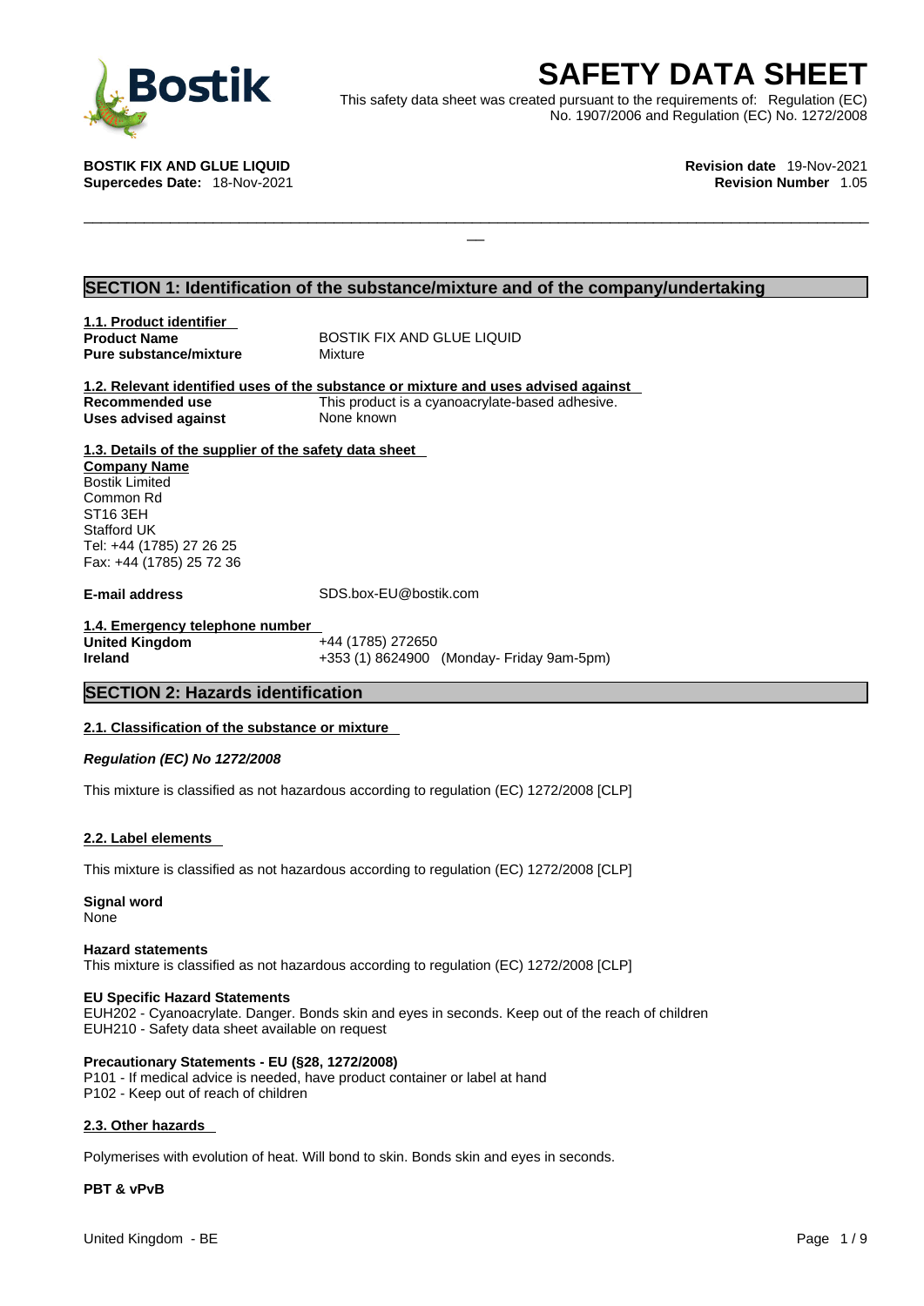# SAFETY DATA SHEET

This safety data sheet was created pursuant to the requirements of: Regulation (EC) No. 1907/2006 and Regulation (EC) No. 1272/2008

**BOSTIK FIX AND GLUE LIQUID**
**Supercedes Date:** 18-Nov-2021

**Revision date** 19-Nov-2021
**Revision Number** 1.05

## SECTION 1: Identification of the substance/mixture and of the company/undertaking

**1.1. Product identifier**

| | |
|---|---|
| **Product Name** | BOSTIK FIX AND GLUE LIQUID |
| **Pure substance/mixture** | Mixture |

**1.2. Relevant identified uses of the substance or mixture and uses advised against**

| | |
|---|---|
| **Recommended use** | This product is a cyanoacrylate-based adhesive. |
| **Uses advised against** | None known |

**1.3. Details of the supplier of the safety data sheet**

**Company Name**
Bostik Limited
Common Rd
ST16 3EH
Stafford UK
Tel: +44 (1785) 27 26 25
Fax: +44 (1785) 25 72 36

**E-mail address** SDS.box-EU@bostik.com

**1.4. Emergency telephone number**

| | |
|---|---|
| **United Kingdom** | +44 (1785) 272650 |
| **Ireland** | +353 (1) 8624900 (Monday- Friday 9am-5pm) |

## SECTION 2: Hazards identification

**2.1. Classification of the substance or mixture**

***Regulation (EC) No 1272/2008***

This mixture is classified as not hazardous according to regulation (EC) 1272/2008 [CLP]

**2.2. Label elements**

This mixture is classified as not hazardous according to regulation (EC) 1272/2008 [CLP]

**Signal word**
None

**Hazard statements**
This mixture is classified as not hazardous according to regulation (EC) 1272/2008 [CLP]

**EU Specific Hazard Statements**
EUH202 - Cyanoacrylate. Danger. Bonds skin and eyes in seconds. Keep out of the reach of children
EUH210 - Safety data sheet available on request

**Precautionary Statements - EU (§28, 1272/2008)**
P101 - If medical advice is needed, have product container or label at hand
P102 - Keep out of reach of children

**2.3. Other hazards**

Polymerises with evolution of heat. Will bond to skin. Bonds skin and eyes in seconds.

**PBT & vPvB**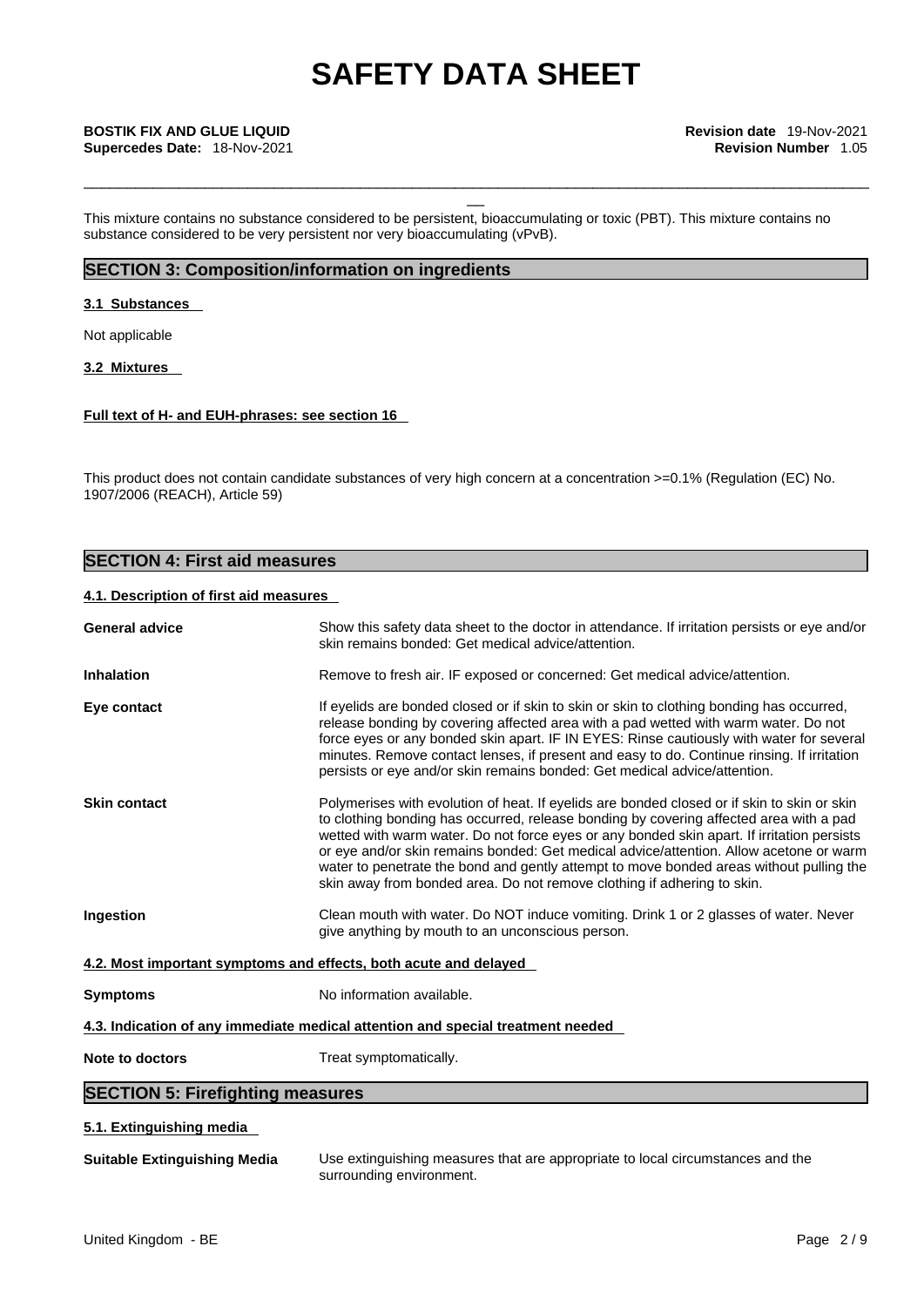This mixture contains no substance considered to be persistent, bioaccumulating or toxic (PBT). This mixture contains no substance considered to be very persistent nor very bioaccumulating (vPvB).

## SECTION 3: Composition/information on ingredients

**3.1 Substances**

Not applicable

**3.2 Mixtures**

**Full text of H- and EUH-phrases: see section 16**

This product does not contain candidate substances of very high concern at a concentration >=0.1% (Regulation (EC) No. 1907/2006 (REACH), Article 59)

## SECTION 4: First aid measures

**4.1. Description of first aid measures**

| | |
|---|---|
| **General advice** | Show this safety data sheet to the doctor in attendance. If irritation persists or eye and/or skin remains bonded: Get medical advice/attention. |
| **Inhalation** | Remove to fresh air. IF exposed or concerned: Get medical advice/attention. |
| **Eye contact** | If eyelids are bonded closed or if skin to skin or skin to clothing bonding has occurred, release bonding by covering affected area with a pad wetted with warm water. Do not force eyes or any bonded skin apart. IF IN EYES: Rinse cautiously with water for several minutes. Remove contact lenses, if present and easy to do. Continue rinsing. If irritation persists or eye and/or skin remains bonded: Get medical advice/attention. |
| **Skin contact** | Polymerises with evolution of heat. If eyelids are bonded closed or if skin to skin or skin to clothing bonding has occurred, release bonding by covering affected area with a pad wetted with warm water. Do not force eyes or any bonded skin apart. If irritation persists or eye and/or skin remains bonded: Get medical advice/attention. Allow acetone or warm water to penetrate the bond and gently attempt to move bonded areas without pulling the skin away from bonded area. Do not remove clothing if adhering to skin. |
| **Ingestion** | Clean mouth with water. Do NOT induce vomiting. Drink 1 or 2 glasses of water. Never give anything by mouth to an unconscious person. |

**4.2. Most important symptoms and effects, both acute and delayed**

**Symptoms** No information available.

**4.3. Indication of any immediate medical attention and special treatment needed**

**Note to doctors** Treat symptomatically.

## SECTION 5: Firefighting measures

**5.1. Extinguishing media**

**Suitable Extinguishing Media** Use extinguishing measures that are appropriate to local circumstances and the surrounding environment.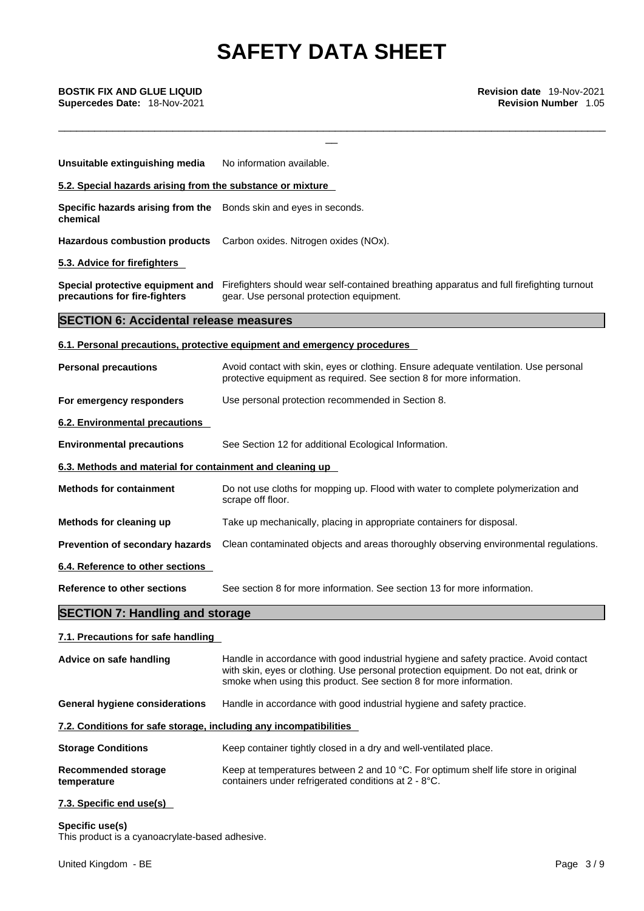**Unsuitable extinguishing media** No information available.

**5.2. Special hazards arising from the substance or mixture**

**Specific hazards arising from the chemical** Bonds skin and eyes in seconds.

**Hazardous combustion products** Carbon oxides. Nitrogen oxides (NOx).

**5.3. Advice for firefighters**

**Special protective equipment and precautions for fire-fighters** Firefighters should wear self-contained breathing apparatus and full firefighting turnout gear. Use personal protection equipment.

## SECTION 6: Accidental release measures

**6.1. Personal precautions, protective equipment and emergency procedures**

**Personal precautions** Avoid contact with skin, eyes or clothing. Ensure adequate ventilation. Use personal protective equipment as required. See section 8 for more information.

**For emergency responders** Use personal protection recommended in Section 8.

**6.2. Environmental precautions**

**Environmental precautions** See Section 12 for additional Ecological Information.

**6.3. Methods and material for containment and cleaning up**

**Methods for containment** Do not use cloths for mopping up. Flood with water to complete polymerization and scrape off floor.

**Methods for cleaning up** Take up mechanically, placing in appropriate containers for disposal.

**Prevention of secondary hazards** Clean contaminated objects and areas thoroughly observing environmental regulations.

**6.4. Reference to other sections**

**Reference to other sections** See section 8 for more information. See section 13 for more information.

## SECTION 7: Handling and storage

**7.1. Precautions for safe handling**

**Advice on safe handling** Handle in accordance with good industrial hygiene and safety practice. Avoid contact with skin, eyes or clothing. Use personal protection equipment. Do not eat, drink or smoke when using this product. See section 8 for more information.

**General hygiene considerations** Handle in accordance with good industrial hygiene and safety practice.

**7.2. Conditions for safe storage, including any incompatibilities**

**Storage Conditions** Keep container tightly closed in a dry and well-ventilated place.

**Recommended storage temperature** Keep at temperatures between 2 and 10 °C. For optimum shelf life store in original containers under refrigerated conditions at 2 - 8°C.

**7.3. Specific end use(s)**

**Specific use(s)**
This product is a cyanoacrylate-based adhesive.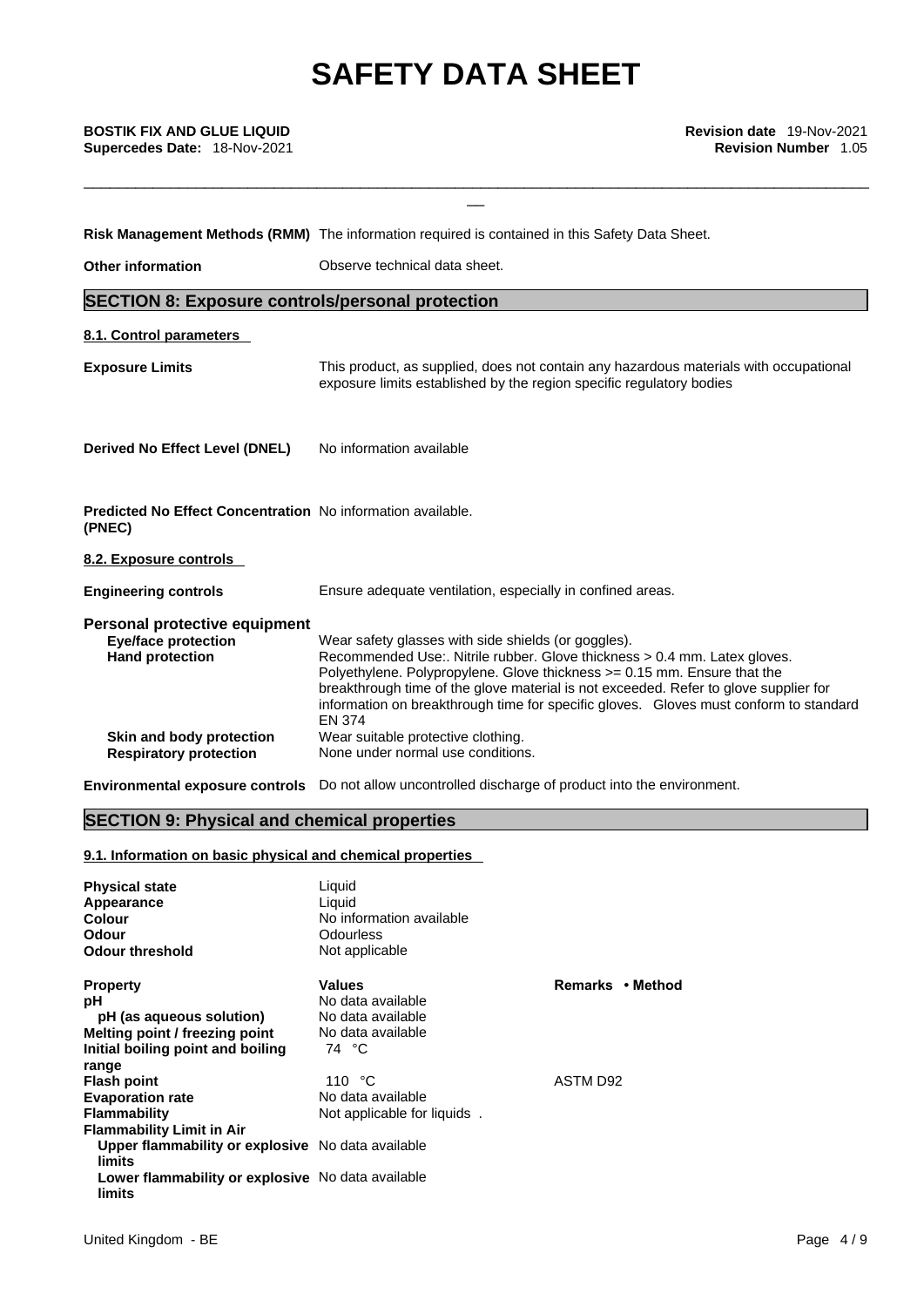# SAFETY DATA SHEET

**BOSTIK FIX AND GLUE LIQUID**
**Supercedes Date:** 18-Nov-2021

**Revision date** 19-Nov-2021
**Revision Number** 1.05

| | |
|---|---|
| **Risk Management Methods (RMM)** | The information required is contained in this Safety Data Sheet. |
| **Other information** | Observe technical data sheet. |

## SECTION 8: Exposure controls/personal protection

### 8.1. Control parameters

| | |
|---|---|
| **Exposure Limits** | This product, as supplied, does not contain any hazardous materials with occupational exposure limits established by the region specific regulatory bodies |
| **Derived No Effect Level (DNEL)** | No information available |
| **Predicted No Effect Concentration (PNEC)** | No information available. |

### 8.2. Exposure controls

| | |
|---|---|
| **Engineering controls** | Ensure adequate ventilation, especially in confined areas. |

**Personal protective equipment**

| | |
|---|---|
| **Eye/face protection** | Wear safety glasses with side shields (or goggles). |
| **Hand protection** | Recommended Use:. Nitrile rubber. Glove thickness > 0.4 mm. Latex gloves. Polyethylene. Polypropylene. Glove thickness >= 0.15 mm. Ensure that the breakthrough time of the glove material is not exceeded. Refer to glove supplier for information on breakthrough time for specific gloves. Gloves must conform to standard EN 374 |
| **Skin and body protection** | Wear suitable protective clothing. |
| **Respiratory protection** | None under normal use conditions. |
| **Environmental exposure controls** | Do not allow uncontrolled discharge of product into the environment. |

## SECTION 9: Physical and chemical properties

### 9.1. Information on basic physical and chemical properties

| | |
|---|---|
| **Physical state** | Liquid |
| **Appearance** | Liquid |
| **Colour** | No information available |
| **Odour** | Odourless |
| **Odour threshold** | Not applicable |

| **Property** | **Values** | **Remarks • Method** |
|---|---|---|
| **pH** | No data available | |
| **pH (as aqueous solution)** | No data available | |
| **Melting point / freezing point** | No data available | |
| **Initial boiling point and boiling range** | 74 °C | |
| **Flash point** | 110 °C | ASTM D92 |
| **Evaporation rate** | No data available | |
| **Flammability** | Not applicable for liquids . | |
| **Flammability Limit in Air** | | |
| **Upper flammability or explosive limits** | No data available | |
| **Lower flammability or explosive limits** | No data available | |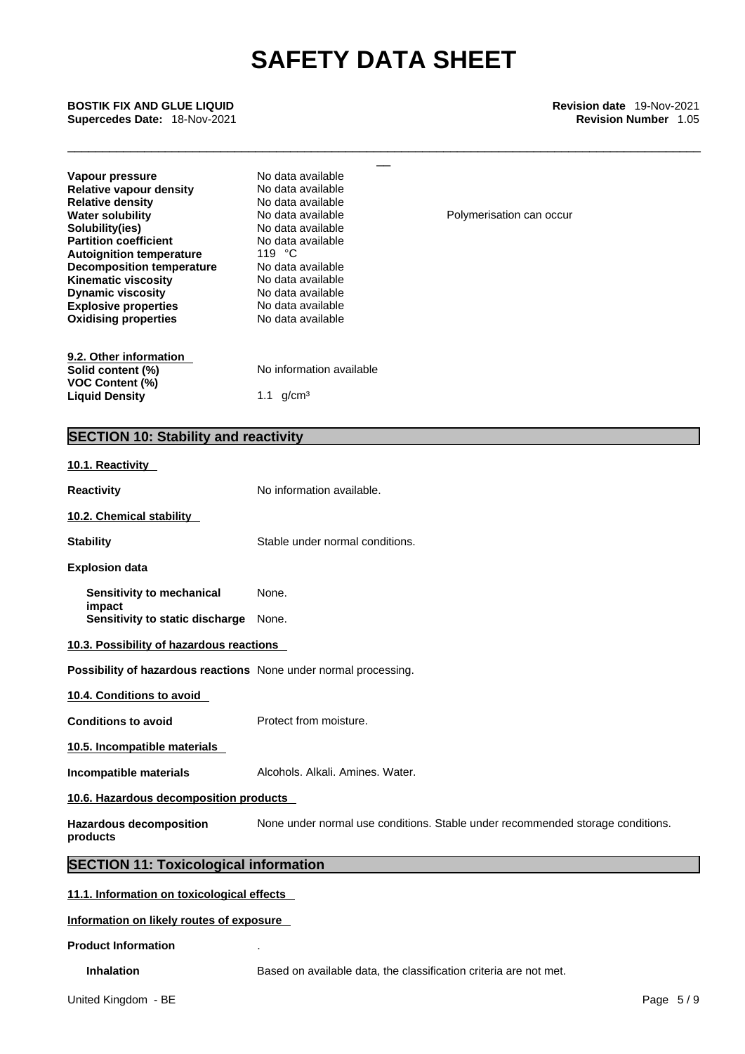| Property | Value | Remarks |
|---|---|---|
| **Vapour pressure** | No data available | |
| **Relative vapour density** | No data available | |
| **Relative density** | No data available | |
| **Water solubility** | No data available | Polymerisation can occur |
| **Solubility(ies)** | No data available | |
| **Partition coefficient** | No data available | |
| **Autoignition temperature** | 119 °C | |
| **Decomposition temperature** | No data available | |
| **Kinematic viscosity** | No data available | |
| **Dynamic viscosity** | No data available | |
| **Explosive properties** | No data available | |
| **Oxidising properties** | No data available | |

**9.2. Other information**

| | |
|---|---|
| **Solid content (%)** | No information available |
| **VOC Content (%)** | |
| **Liquid Density** | 1.1 g/cm³ |

## SECTION 10: Stability and reactivity

**10.1. Reactivity**

**Reactivity** No information available.

**10.2. Chemical stability**

**Stability** Stable under normal conditions.

**Explosion data**

**Sensitivity to mechanical impact** None.

**Sensitivity to static discharge** None.

**10.3. Possibility of hazardous reactions**

**Possibility of hazardous reactions** None under normal processing.

**10.4. Conditions to avoid**

**Conditions to avoid** Protect from moisture.

**10.5. Incompatible materials**

**Incompatible materials** Alcohols. Alkali. Amines. Water.

**10.6. Hazardous decomposition products**

**Hazardous decomposition products** None under normal use conditions. Stable under recommended storage conditions.

## SECTION 11: Toxicological information

**11.1. Information on toxicological effects**

**Information on likely routes of exposure**

**Product Information** .

**Inhalation** Based on available data, the classification criteria are not met.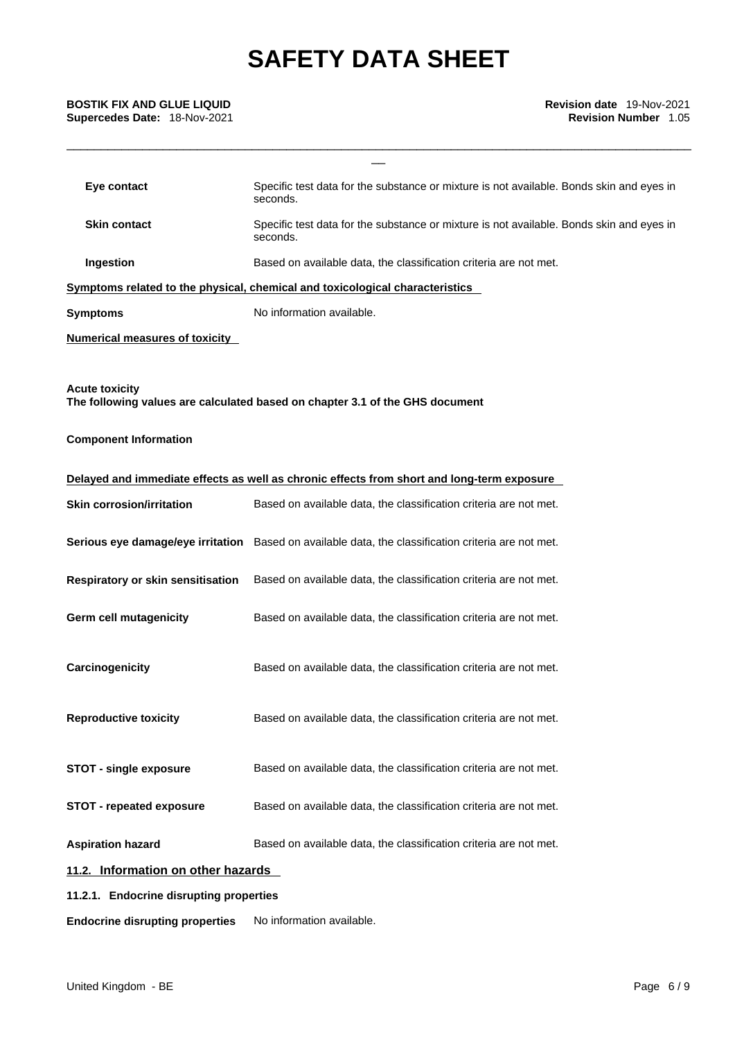| | |
|---|---|
| **Eye contact** | Specific test data for the substance or mixture is not available. Bonds skin and eyes in seconds. |
| **Skin contact** | Specific test data for the substance or mixture is not available. Bonds skin and eyes in seconds. |
| **Ingestion** | Based on available data, the classification criteria are not met. |

**Symptoms related to the physical, chemical and toxicological characteristics**

**Symptoms** No information available.

**Numerical measures of toxicity**

**Acute toxicity**
**The following values are calculated based on chapter 3.1 of the GHS document**

**Component Information**

**Delayed and immediate effects as well as chronic effects from short and long-term exposure**

| | |
|---|---|
| **Skin corrosion/irritation** | Based on available data, the classification criteria are not met. |
| **Serious eye damage/eye irritation** | Based on available data, the classification criteria are not met. |
| **Respiratory or skin sensitisation** | Based on available data, the classification criteria are not met. |
| **Germ cell mutagenicity** | Based on available data, the classification criteria are not met. |
| **Carcinogenicity** | Based on available data, the classification criteria are not met. |
| **Reproductive toxicity** | Based on available data, the classification criteria are not met. |
| **STOT - single exposure** | Based on available data, the classification criteria are not met. |
| **STOT - repeated exposure** | Based on available data, the classification criteria are not met. |
| **Aspiration hazard** | Based on available data, the classification criteria are not met. |

## 11.2. Information on other hazards

### 11.2.1. Endocrine disrupting properties

**Endocrine disrupting properties** No information available.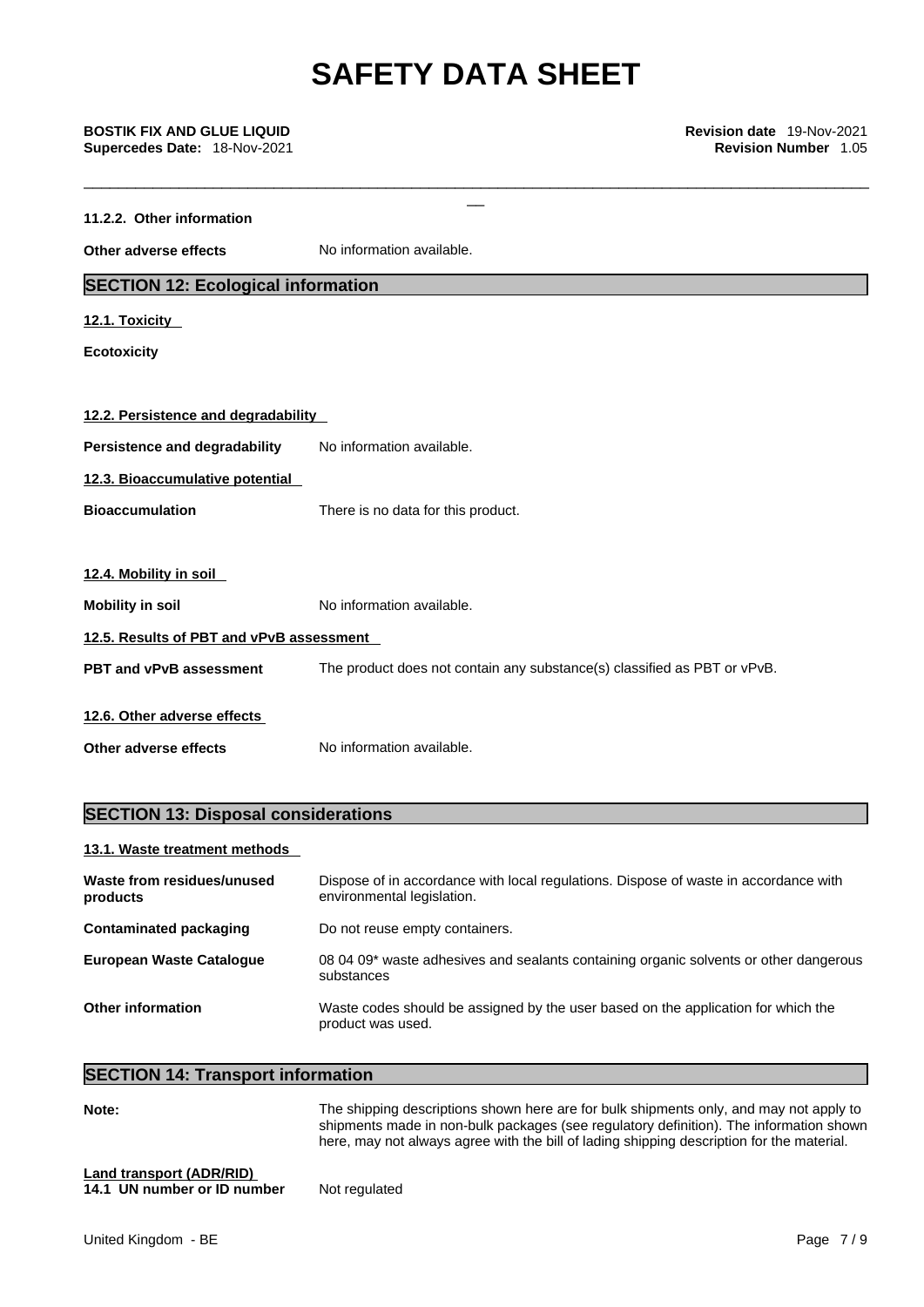#### 11.2.2. Other information

**Other adverse effects** No information available.

## SECTION 12: Ecological information

### 12.1. Toxicity

**Ecotoxicity**

### 12.2. Persistence and degradability

**Persistence and degradability** No information available.

### 12.3. Bioaccumulative potential

**Bioaccumulation** There is no data for this product.

### 12.4. Mobility in soil

**Mobility in soil** No information available.

### 12.5. Results of PBT and vPvB assessment

**PBT and vPvB assessment** The product does not contain any substance(s) classified as PBT or vPvB.

### 12.6. Other adverse effects

**Other adverse effects** No information available.

## SECTION 13: Disposal considerations

### 13.1. Waste treatment methods

| | |
|---|---|
| **Waste from residues/unused products** | Dispose of in accordance with local regulations. Dispose of waste in accordance with environmental legislation. |
| **Contaminated packaging** | Do not reuse empty containers. |
| **European Waste Catalogue** | 08 04 09* waste adhesives and sealants containing organic solvents or other dangerous substances |
| **Other information** | Waste codes should be assigned by the user based on the application for which the product was used. |

## SECTION 14: Transport information

**Note:** The shipping descriptions shown here are for bulk shipments only, and may not apply to shipments made in non-bulk packages (see regulatory definition). The information shown here, may not always agree with the bill of lading shipping description for the material.

**Land transport (ADR/RID)**

**14.1 UN number or ID number** Not regulated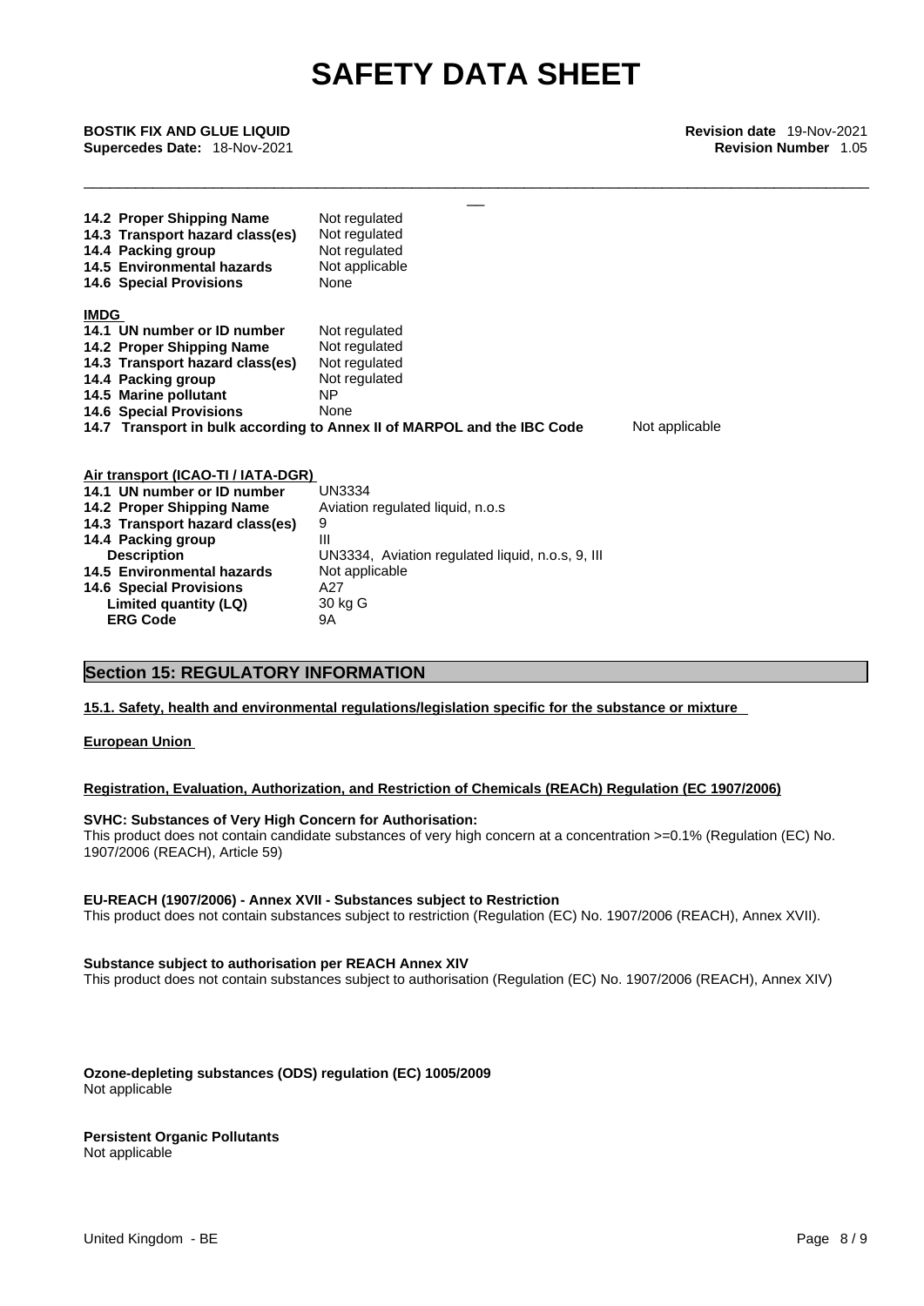| | |
|---|---|
| **14.2 Proper Shipping Name** | Not regulated |
| **14.3 Transport hazard class(es)** | Not regulated |
| **14.4 Packing group** | Not regulated |
| **14.5 Environmental hazards** | Not applicable |
| **14.6 Special Provisions** | None |

**IMDG**

| | |
|---|---|
| **14.1 UN number or ID number** | Not regulated |
| **14.2 Proper Shipping Name** | Not regulated |
| **14.3 Transport hazard class(es)** | Not regulated |
| **14.4 Packing group** | Not regulated |
| **14.5 Marine pollutant** | NP |
| **14.6 Special Provisions** | None |

**14.7 Transport in bulk according to Annex II of MARPOL and the IBC Code** Not applicable

**Air transport (ICAO-TI / IATA-DGR)**

| | |
|---|---|
| **14.1 UN number or ID number** | UN3334 |
| **14.2 Proper Shipping Name** | Aviation regulated liquid, n.o.s |
| **14.3 Transport hazard class(es)** | 9 |
| **14.4 Packing group** | III |
| **Description** | UN3334, Aviation regulated liquid, n.o.s, 9, III |
| **14.5 Environmental hazards** | Not applicable |
| **14.6 Special Provisions** | A27 |
| **Limited quantity (LQ)** | 30 kg G |
| **ERG Code** | 9A |

## Section 15: REGULATORY INFORMATION

**15.1. Safety, health and environmental regulations/legislation specific for the substance or mixture**

**European Union**

**Registration, Evaluation, Authorization, and Restriction of Chemicals (REACh) Regulation (EC 1907/2006)**

**SVHC: Substances of Very High Concern for Authorisation:**
This product does not contain candidate substances of very high concern at a concentration >=0.1% (Regulation (EC) No. 1907/2006 (REACH), Article 59)

**EU-REACH (1907/2006) - Annex XVII - Substances subject to Restriction**
This product does not contain substances subject to restriction (Regulation (EC) No. 1907/2006 (REACH), Annex XVII).

**Substance subject to authorisation per REACH Annex XIV**
This product does not contain substances subject to authorisation (Regulation (EC) No. 1907/2006 (REACH), Annex XIV)

**Ozone-depleting substances (ODS) regulation (EC) 1005/2009**
Not applicable

**Persistent Organic Pollutants**
Not applicable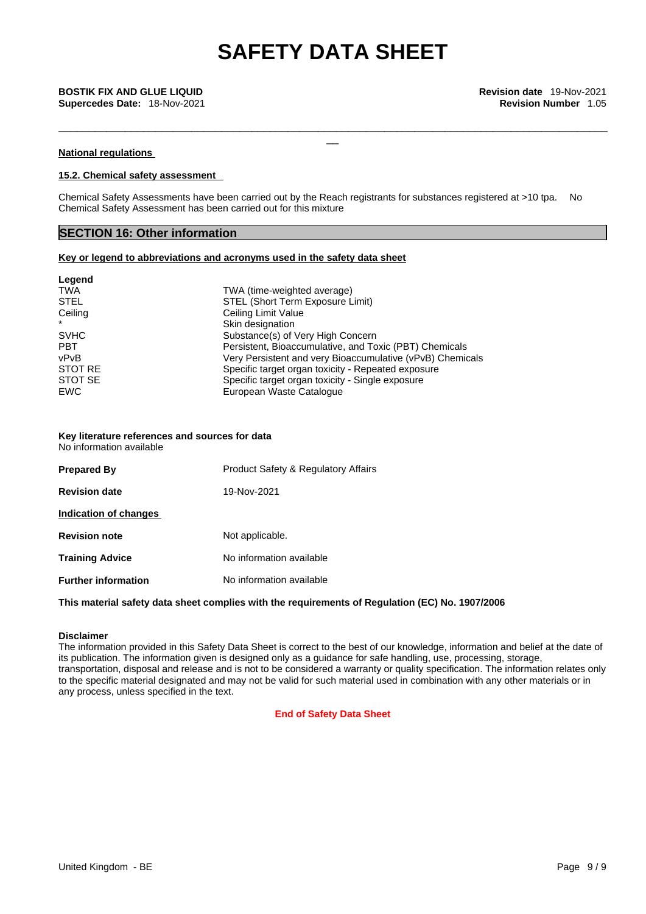#### National regulations

#### 15.2. Chemical safety assessment

Chemical Safety Assessments have been carried out by the Reach registrants for substances registered at >10 tpa. No Chemical Safety Assessment has been carried out for this mixture

## SECTION 16: Other information

#### Key or legend to abbreviations and acronyms used in the safety data sheet

**Legend**

| | |
|---|---|
| TWA | TWA (time-weighted average) |
| STEL | STEL (Short Term Exposure Limit) |
| Ceiling | Ceiling Limit Value |
| * | Skin designation |
| SVHC | Substance(s) of Very High Concern |
| PBT | Persistent, Bioaccumulative, and Toxic (PBT) Chemicals |
| vPvB | Very Persistent and very Bioaccumulative (vPvB) Chemicals |
| STOT RE | Specific target organ toxicity - Repeated exposure |
| STOT SE | Specific target organ toxicity - Single exposure |
| EWC | European Waste Catalogue |

**Key literature references and sources for data**
No information available

**Prepared By** Product Safety & Regulatory Affairs

**Revision date** 19-Nov-2021

#### Indication of changes

**Revision note** Not applicable.

**Training Advice** No information available

**Further information** No information available

**This material safety data sheet complies with the requirements of Regulation (EC) No. 1907/2006**

**Disclaimer**
The information provided in this Safety Data Sheet is correct to the best of our knowledge, information and belief at the date of its publication. The information given is designed only as a guidance for safe handling, use, processing, storage, transportation, disposal and release and is not to be considered a warranty or quality specification. The information relates only to the specific material designated and may not be valid for such material used in combination with any other materials or in any process, unless specified in the text.

**End of Safety Data Sheet**